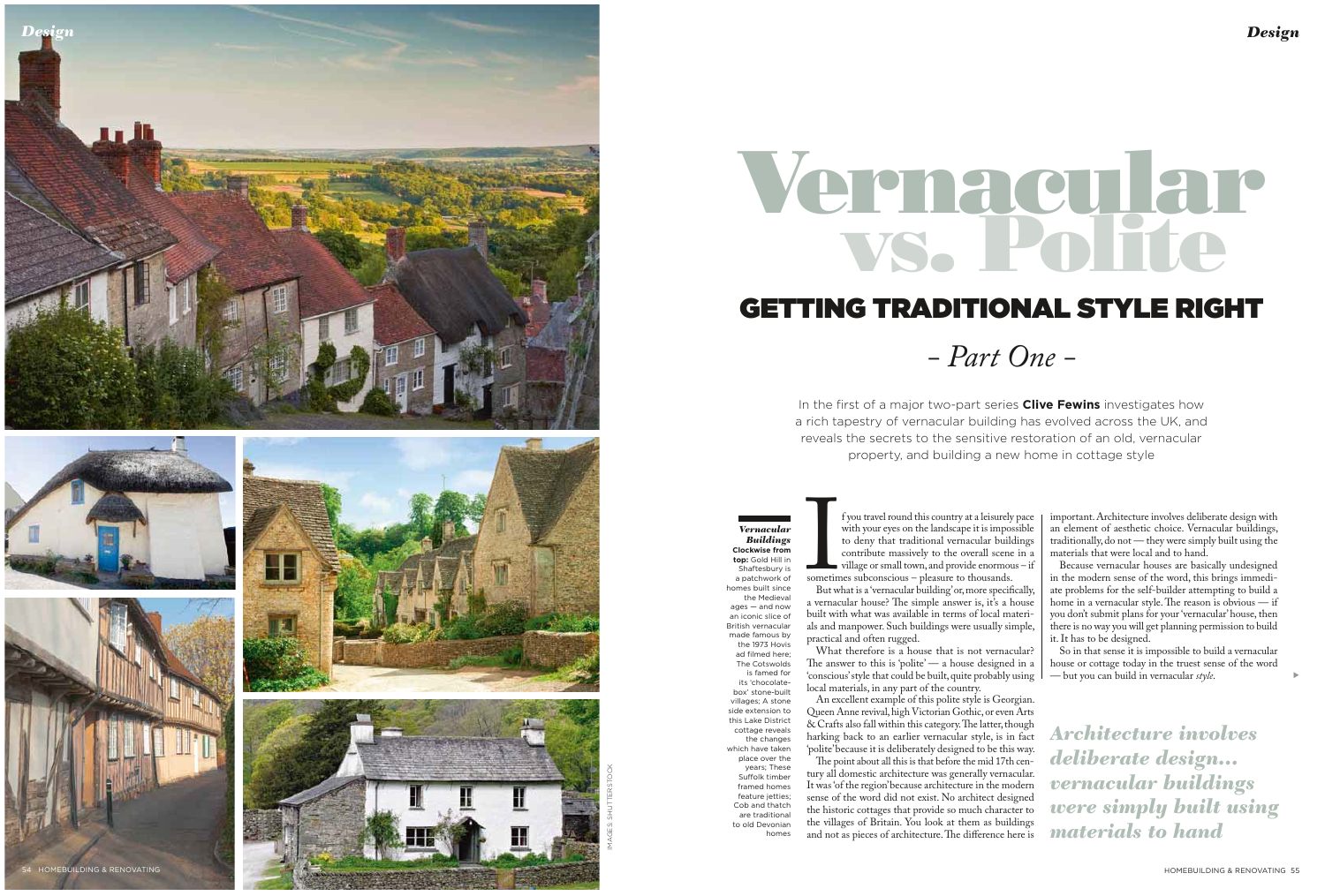# Vernacular vs. Polite

## GETTING TRADITIONAL STYLE RIGHT

*– Part One –*

In the first of a major two-part series **Clive Fewins** investigates how a rich tapestry of vernacular building has evolved across the UK, and reveals the secrets to the sensitive restoration of an old, vernacular property, and building a new home in cottage style

***Vernacular Buildings***
**Clockwise from top:** Gold Hill in Shaftesbury is a patchwork of homes built since the Medieval ages — and now an iconic slice of British vernacular made famous by the 1973 Hovis ad filmed here; The Cotswolds is famed for its 'chocolate-box' stone-built villages; A stone side extension to this Lake District cottage reveals the changes which have taken place over the years; These Suffolk timber framed homes feature jetties; Cob and thatch are traditional to old Devonian homes

IMAGES: SHUTTERSTOCK

If you travel round this country at a leisurely pace with your eyes on the landscape it is impossible to deny that traditional vernacular buildings contribute massively to the overall scene in a village or small town, and provide enormous – if sometimes subconscious – pleasure to thousands.

But what is a 'vernacular building' or, more specifically, a vernacular house? The simple answer is, it's a house built with what was available in terms of local materials and manpower. Such buildings were usually simple, practical and often rugged.

What therefore is a house that is not vernacular? The answer to this is 'polite' — a house designed in a 'conscious' style that could be built, quite probably using local materials, in any part of the country.

An excellent example of this polite style is Georgian. Queen Anne revival, high Victorian Gothic, or even Arts & Crafts also fall within this category. The latter, though harking back to an earlier vernacular style, is in fact 'polite' because it is deliberately designed to be this way.

The point about all this is that before the mid 17th century all domestic architecture was generally vernacular. It was 'of the region' because architecture in the modern sense of the word did not exist. No architect designed the historic cottages that provide so much character to the villages of Britain. You look at them as buildings and not as pieces of architecture. The difference here is important. Architecture involves deliberate design with an element of aesthetic choice. Vernacular buildings, traditionally, do not — they were simply built using the materials that were local and to hand.

Because vernacular houses are basically undesigned in the modern sense of the word, this brings immediate problems for the self-builder attempting to build a home in a vernacular style. The reason is obvious — if you don't submit plans for your 'vernacular' house, then there is no way you will get planning permission to build it. It has to be designed.

So in that sense it is impossible to build a vernacular house or cottage today in the truest sense of the word — but you can build in vernacular *style*.

> ***Architecture involves deliberate design… vernacular buildings were simply built using materials to hand***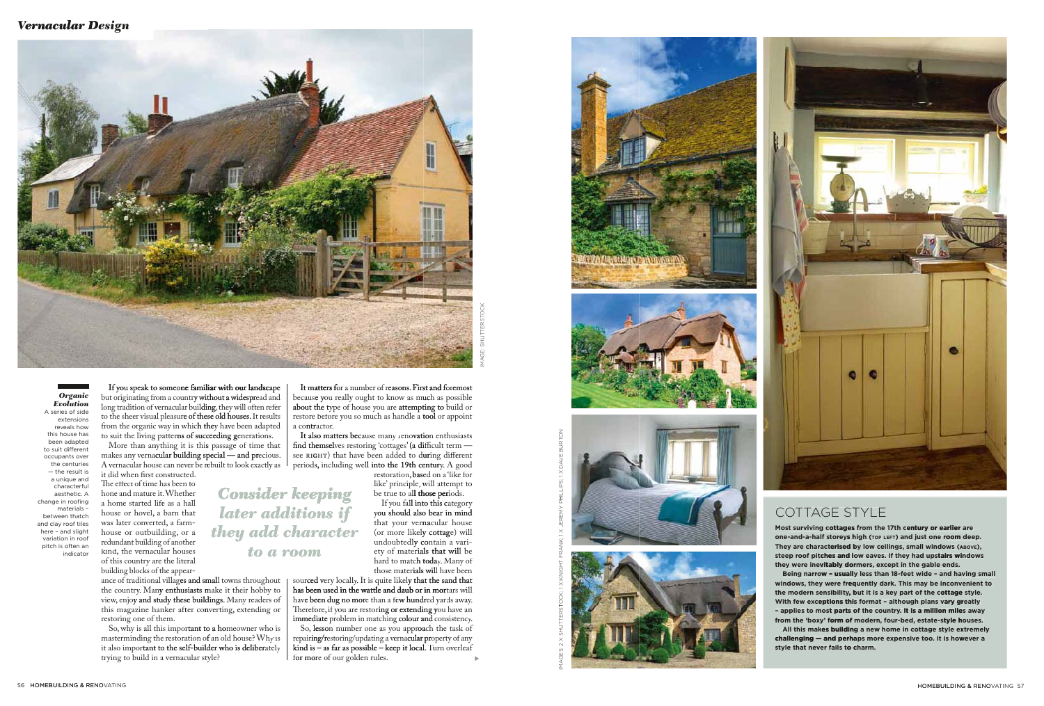*Organic Evolution*
A series of side extensions reveals how this house has been adapted to suit different occupants over the centuries — the result is a unique and characterful aesthetic. A change in roofing materials – between thatch here – and clay roof tiles and slight variation in roof pitch is often an indicator

IMAGE: SHUTTERSTOCK

If you speak to someone familiar with our landscape but originating from a country without a widespread and long tradition of vernacular building, they will often refer to the sheer visual pleasure of these old houses. It results from the organic way in which they have been adapted to suit the living patterns of succeeding generations.

More than anything it is this passage of time that makes any vernacular building special — and precious. A vernacular house can never be rebuilt to look exactly as it did when first constructed. The effect of time has been to hone and mature it. Whether a home started life as a hall house or hovel, a barn that was later converted, a farmhouse or outbuilding, or a redundant building of another kind, the vernacular houses of this country are the literal building blocks of the appearance of traditional villages and small towns throughout the country. Many enthusiasts make it their hobby to view, enjoy and study these buildings. Many readers of this magazine hanker after converting, extending or restoring one of them.

So, why is all this important to a homeowner who is masterminding the restoration of an old house? Why is it also important to the self-builder who is deliberately trying to build in a vernacular style?

It matters for a number of reasons. First and foremost because you really ought to know as much as possible about the type of house you are attempting to build or restore before you so much as handle a tool or appoint a contractor.

It also matters because many renovation enthusiasts find themselves restoring 'cottages' (a difficult term — see RIGHT) that have been added to during different periods, including well into the 19th century. A good restoration, based on a 'like for like' principle, will attempt to be true to all those periods.

**Consider keeping later additions if they add character to a room**

If you fall into this category you should also bear in mind that your vernacular house (or more likely cottage) will undoubtedly contain a variety of materials that will be hard to match today. Many of those materials will have been sourced very locally. It is quite likely that the sand that has been used in the wattle and daub or in mortars will have been dug no more than a few hundred yards away. Therefore, if you are restoring or extending you have an immediate problem in matching colour and consistency.

So, lesson number one as you approach the task of repairing/restoring/updating a vernacular property of any kind is – as far as possible – keep it local. Turn overleaf for more of our golden rules.

IMAGES: 2 X SHUTTERSTOCK; 1 X KNIGHT FRANK; 1 X JEREMY PHILLIPS; 1 X DAVE BURTON

## COTTAGE STYLE

**Most surviving cottages from the 17th century or earlier are one-and-a-half storeys high (TOP LEFT) and just one room deep. They are characterised by low ceilings, small windows (ABOVE), steep roof pitches and low eaves. If they had upstairs windows they were inevitably dormers, except in the gable ends.**

**Being narrow – usually less than 18-feet wide – and having small windows, they were frequently dark. This may be inconvenient to the modern sensibility, but it is a key part of the cottage style. With few exceptions this format – although plans vary greatly – applies to most parts of the country. It is a million miles away from the 'boxy' form of modern, four-bed, estate-style houses.**

**All this makes building a new home in cottage style extremely challenging — and perhaps more expensive too. It is however a style that never fails to charm.**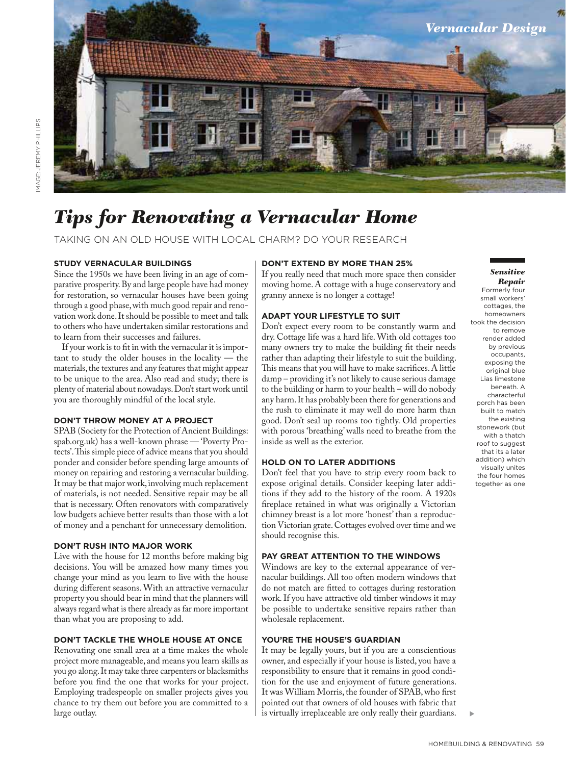*Vernacular Design*

IMAGE: JEREMY PHILLIPS

# *Tips for Renovating a Vernacular Home*

TAKING ON AN OLD HOUSE WITH LOCAL CHARM? DO YOUR RESEARCH

### STUDY VERNACULAR BUILDINGS

Since the 1950s we have been living in an age of comparative prosperity. By and large people have had money for restoration, so vernacular houses have been going through a good phase, with much good repair and renovation work done. It should be possible to meet and talk to others who have undertaken similar restorations and to learn from their successes and failures.

If your work is to fit in with the vernacular it is important to study the older houses in the locality — the materials, the textures and any features that might appear to be unique to the area. Also read and study; there is plenty of material about nowadays. Don't start work until you are thoroughly mindful of the local style.

### DON'T THROW MONEY AT A PROJECT

SPAB (Society for the Protection of Ancient Buildings: spab.org.uk) has a well-known phrase — 'Poverty Protects'. This simple piece of advice means that you should ponder and consider before spending large amounts of money on repairing and restoring a vernacular building. It may be that major work, involving much replacement of materials, is not needed. Sensitive repair may be all that is necessary. Often renovators with comparatively low budgets achieve better results than those with a lot of money and a penchant for unnecessary demolition.

### DON'T RUSH INTO MAJOR WORK

Live with the house for 12 months before making big decisions. You will be amazed how many times you change your mind as you learn to live with the house during different seasons. With an attractive vernacular property you should bear in mind that the planners will always regard what is there already as far more important than what you are proposing to add.

### DON'T TACKLE THE WHOLE HOUSE AT ONCE

Renovating one small area at a time makes the whole project more manageable, and means you learn skills as you go along. It may take three carpenters or blacksmiths before you find the one that works for your project. Employing tradespeople on smaller projects gives you chance to try them out before you are committed to a large outlay.

### DON'T EXTEND BY MORE THAN 25%

If you really need that much more space then consider moving home. A cottage with a huge conservatory and granny annexe is no longer a cottage!

### ADAPT YOUR LIFESTYLE TO SUIT

Don't expect every room to be constantly warm and dry. Cottage life was a hard life. With old cottages too many owners try to make the building fit their needs rather than adapting their lifestyle to suit the building. This means that you will have to make sacrifices. A little damp – providing it's not likely to cause serious damage to the building or harm to your health – will do nobody any harm. It has probably been there for generations and the rush to eliminate it may well do more harm than good. Don't seal up rooms too tightly. Old properties with porous 'breathing' walls need to breathe from the inside as well as the exterior.

### HOLD ON TO LATER ADDITIONS

Don't feel that you have to strip every room back to expose original details. Consider keeping later additions if they add to the history of the room. A 1920s fireplace retained in what was originally a Victorian chimney breast is a lot more 'honest' than a reproduction Victorian grate. Cottages evolved over time and we should recognise this.

### PAY GREAT ATTENTION TO THE WINDOWS

Windows are key to the external appearance of vernacular buildings. All too often modern windows that do not match are fitted to cottages during restoration work. If you have attractive old timber windows it may be possible to undertake sensitive repairs rather than wholesale replacement.

### YOU'RE THE HOUSE'S GUARDIAN

It may be legally yours, but if you are a conscientious owner, and especially if your house is listed, you have a responsibility to ensure that it remains in good condition for the use and enjoyment of future generations. It was William Morris, the founder of SPAB, who first pointed out that owners of old houses with fabric that is virtually irreplaceable are only really their guardians.

***Sensitive Repair*** Formerly four small workers' cottages, the homeowners took the decision to remove render added by previous occupants, exposing the original blue Lias limestone beneath. A characterful porch has been built to match the existing stonework (but with a thatch roof to suggest that its a later addition) which visually unites the four homes together as one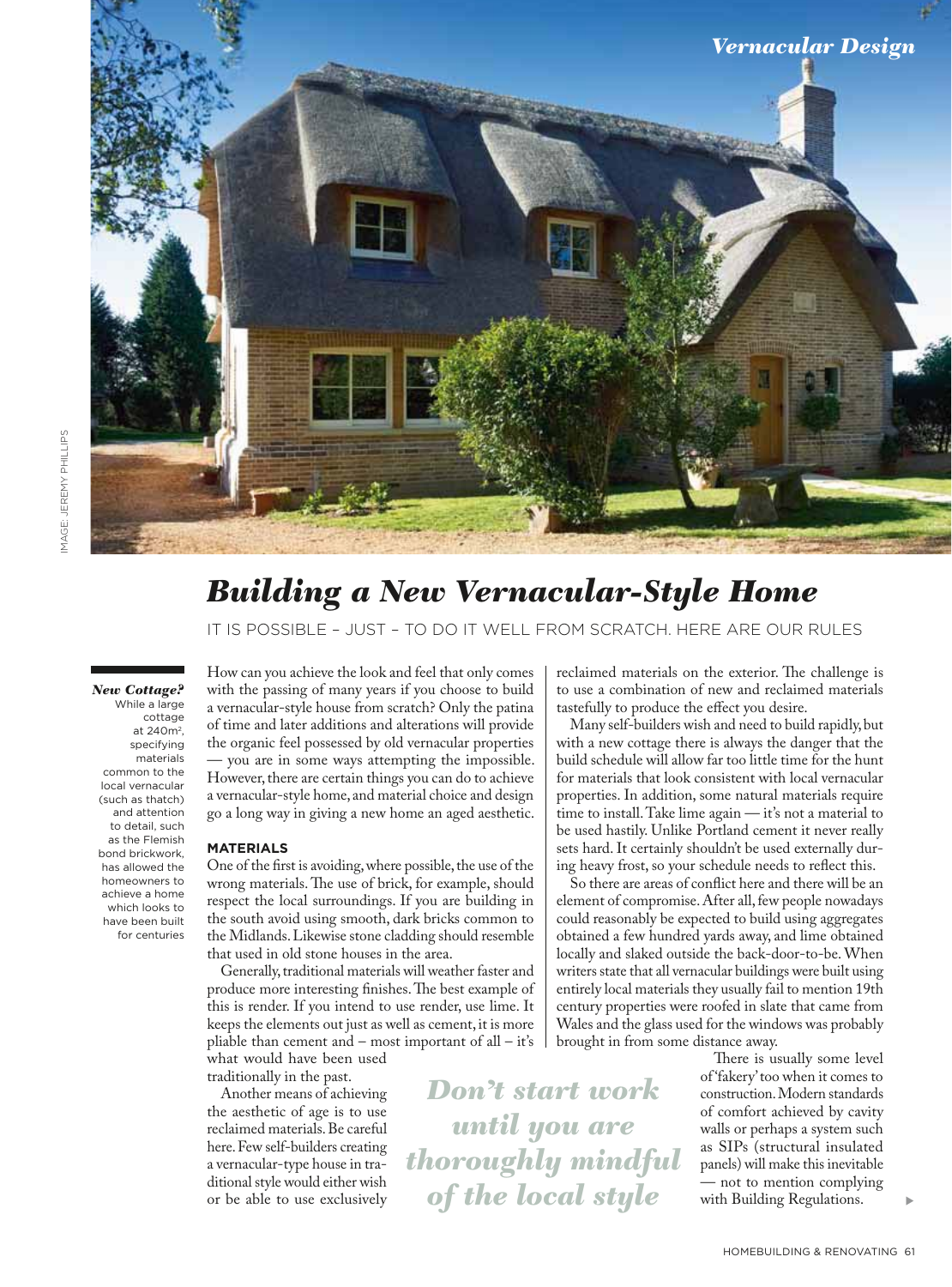# Building a New Vernacular-Style Home

IT IS POSSIBLE – JUST – TO DO IT WELL FROM SCRATCH. HERE ARE OUR RULES

***New Cottage?*** While a large cottage at 240m², specifying materials common to the local vernacular (such as thatch) and attention to detail, such as the Flemish bond brickwork, has allowed the homeowners to achieve a home which looks to have been built for centuries

How can you achieve the look and feel that only comes with the passing of many years if you choose to build a vernacular-style house from scratch? Only the patina of time and later additions and alterations will provide the organic feel possessed by old vernacular properties — you are in some ways attempting the impossible. However, there are certain things you can do to achieve a vernacular-style home, and material choice and design go a long way in giving a new home an aged aesthetic.

## MATERIALS

One of the first is avoiding, where possible, the use of the wrong materials. The use of brick, for example, should respect the local surroundings. If you are building in the south avoid using smooth, dark bricks common to the Midlands. Likewise stone cladding should resemble that used in old stone houses in the area.

Generally, traditional materials will weather faster and produce more interesting finishes. The best example of this is render. If you intend to use render, use lime. It keeps the elements out just as well as cement, it is more pliable than cement and – most important of all – it's what would have been used traditionally in the past.

Another means of achieving the aesthetic of age is to use reclaimed materials. Be careful here. Few self-builders creating a vernacular-type house in traditional style would either wish or be able to use exclusively reclaimed materials on the exterior. The challenge is to use a combination of new and reclaimed materials tastefully to produce the effect you desire.

Many self-builders wish and need to build rapidly, but with a new cottage there is always the danger that the build schedule will allow far too little time for the hunt for materials that look consistent with local vernacular properties. In addition, some natural materials require time to install. Take lime again — it's not a material to be used hastily. Unlike Portland cement it never really sets hard. It certainly shouldn't be used externally during heavy frost, so your schedule needs to reflect this.

So there are areas of conflict here and there will be an element of compromise. After all, few people nowadays could reasonably be expected to build using aggregates obtained a few hundred yards away, and lime obtained locally and slaked outside the back-door-to-be. When writers state that all vernacular buildings were built using entirely local materials they usually fail to mention 19th century properties were roofed in slate that came from Wales and the glass used for the windows was probably brought in from some distance away.

*Don't start work until you are thoroughly mindful of the local style*

There is usually some level of 'fakery' too when it comes to construction. Modern standards of comfort achieved by cavity walls or perhaps a system such as SIPs (structural insulated panels) will make this inevitable — not to mention complying with Building Regulations.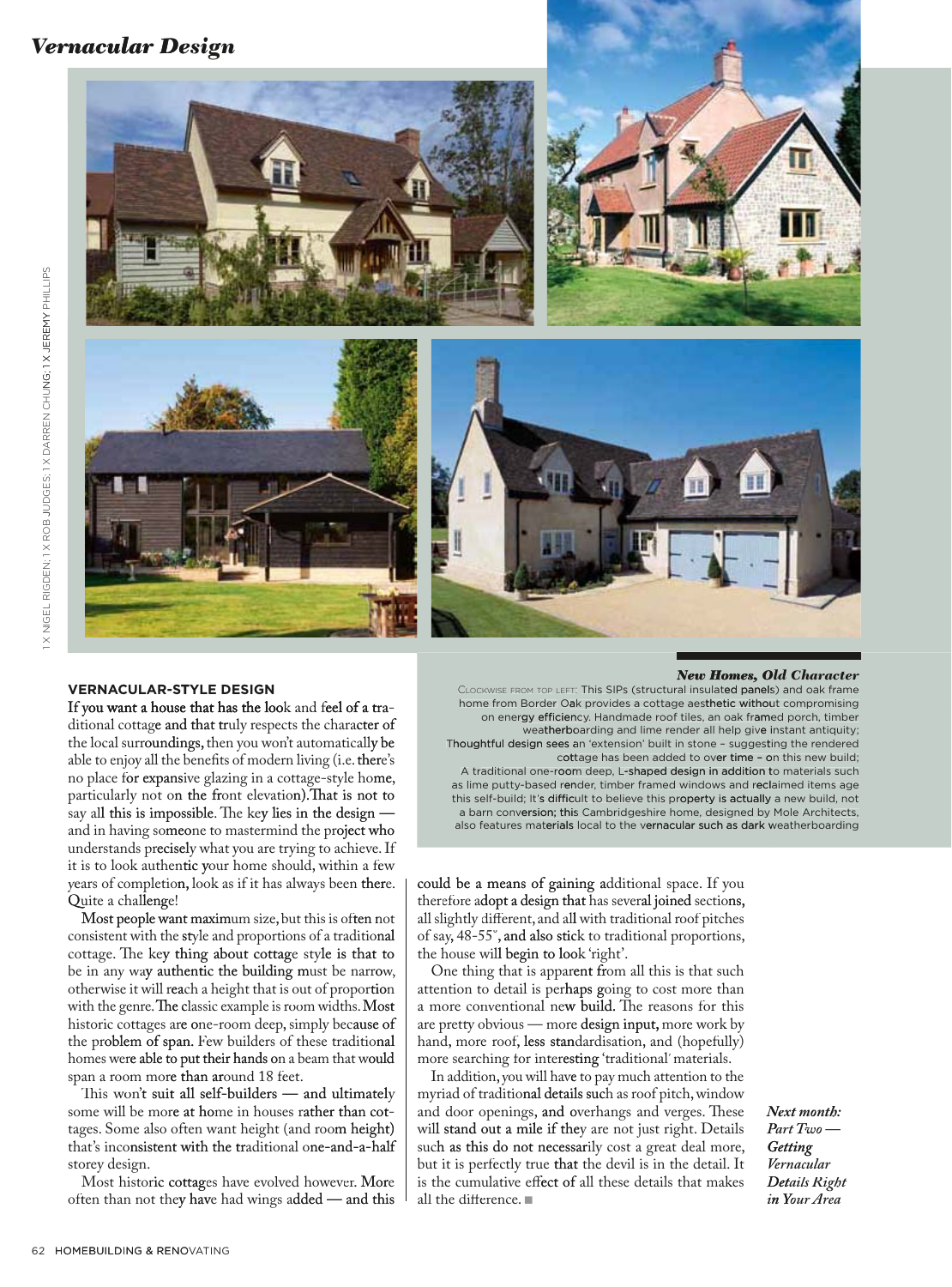## VERNACULAR-STYLE DESIGN

If you want a house that has the look and feel of a traditional cottage and that truly respects the character of the local surroundings, then you won't automatically be able to enjoy all the benefits of modern living (i.e. there's no place for expansive glazing in a cottage-style home, particularly not on the front elevation). That is not to say all this is impossible. The key lies in the design — and in having someone to mastermind the project who understands precisely what you are trying to achieve. If it is to look authentic your home should, within a few years of completion, look as if it has always been there. Quite a challenge!

Most people want maximum size, but this is often not consistent with the style and proportions of a traditional cottage. The key thing about cottage style is that to be in any way authentic the building must be narrow, otherwise it will reach a height that is out of proportion with the genre. The classic example is room widths. Most historic cottages are one-room deep, simply because of the problem of span. Few builders of these traditional homes were able to put their hands on a beam that would span a room more than around 18 feet.

This won't suit all self-builders — and ultimately some will be more at home in houses rather than cottages. Some also often want height (and room height) that's inconsistent with the traditional one-and-a-half storey design.

Most historic cottages have evolved however. More often than not they have had wings added — and this could be a means of gaining additional space. If you therefore adopt a design that has several joined sections, all slightly different, and all with traditional roof pitches of say, 48-55˚, and also stick to traditional proportions, the house will begin to look 'right'.

One thing that is apparent from all this is that such attention to detail is perhaps going to cost more than a more conventional new build. The reasons for this are pretty obvious — more design input, more work by hand, more roof, less standardisation, and (hopefully) more searching for interesting 'traditional' materials.

In addition, you will have to pay much attention to the myriad of traditional details such as roof pitch, window and door openings, and overhangs and verges. These will stand out a mile if they are not just right. Details such as this do not necessarily cost a great deal more, but it is perfectly true that the devil is in the detail. It is the cumulative effect of all these details that makes all the difference. ■

***New Homes, Old Character***

CLOCKWISE FROM TOP LEFT: This SIPs (structural insulated panels) and oak frame home from Border Oak provides a cottage aesthetic without compromising on energy efficiency. Handmade roof tiles, an oak framed porch, timber weatherboarding and lime render all help give instant antiquity; Thoughtful design sees an 'extension' built in stone – suggesting the rendered cottage has been added to over time – on this new build; A traditional one-room deep, L-shaped design in addition to materials such as lime putty-based render, timber framed windows and reclaimed items age this self-build; It's difficult to believe this property is actually a new build, not a barn conversion; this Cambridgeshire home, designed by Mole Architects, also features materials local to the vernacular such as dark weatherboarding

1 X NIGEL RIGDEN; 1 X ROB JUDGES; 1 X DARREN CHUNG; 1 X JEREMY PHILLIPS

*Next month: Part Two — Getting Vernacular Details Right in Your Area*